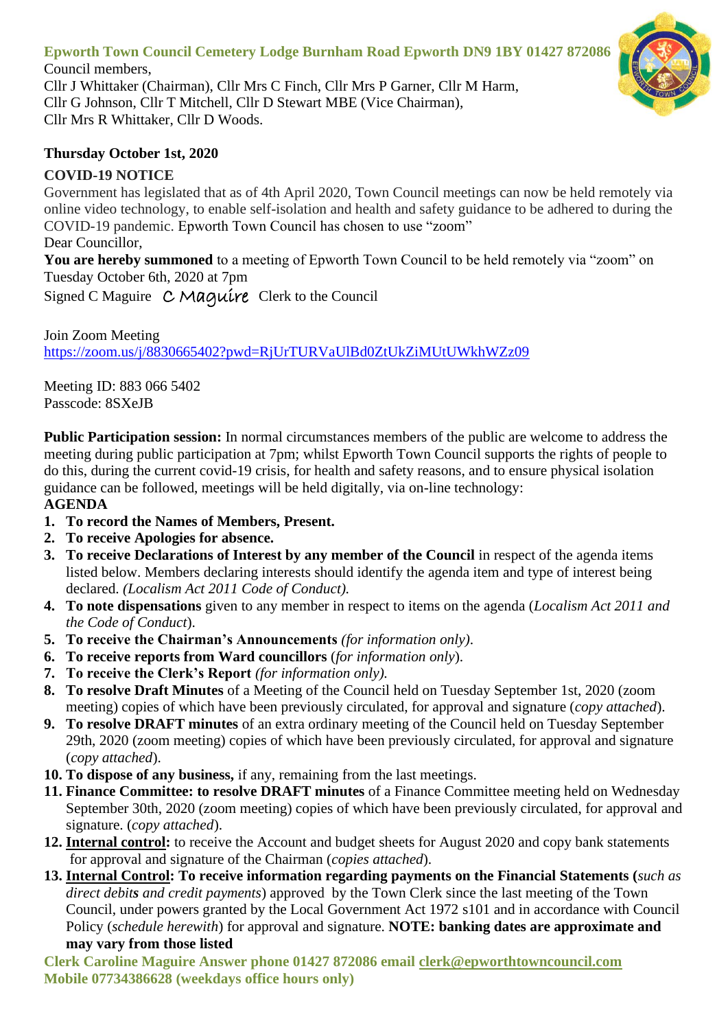**Epworth Town Council Cemetery Lodge Burnham Road Epworth DN9 1BY 01427 872086**

Council members,
Cllr J Whittaker (Chairman), Cllr Mrs C Finch, Cllr Mrs P Garner, Cllr M Harm, Cllr G Johnson, Cllr T Mitchell, Cllr D Stewart MBE (Vice Chairman), Cllr Mrs R Whittaker, Cllr D Woods.

**Thursday October 1st, 2020**

**COVID-19 NOTICE**

Government has legislated that as of 4th April 2020, Town Council meetings can now be held remotely via online video technology, to enable self-isolation and health and safety guidance to be adhered to during the COVID-19 pandemic. Epworth Town Council has chosen to use "zoom"

Dear Councillor,

**You are hereby summoned** to a meeting of Epworth Town Council to be held remotely via "zoom" on Tuesday October 6th, 2020 at 7pm

Signed C Maguire C Maguire Clerk to the Council

Join Zoom Meeting
https://zoom.us/j/8830665402?pwd=RjUrTURVaUlBd0ZtUkZiMUtUWkhWZz09

Meeting ID: 883 066 5402
Passcode: 8SXeJB

**Public Participation session:** In normal circumstances members of the public are welcome to address the meeting during public participation at 7pm; whilst Epworth Town Council supports the rights of people to do this, during the current covid-19 crisis, for health and safety reasons, and to ensure physical isolation guidance can be followed, meetings will be held digitally, via on-line technology:

**AGENDA**

1. **To record the Names of Members, Present.**
2. **To receive Apologies for absence.**
3. **To receive Declarations of Interest by any member of the Council** in respect of the agenda items listed below. Members declaring interests should identify the agenda item and type of interest being declared. *(Localism Act 2011 Code of Conduct).*
4. **To note dispensations** given to any member in respect to items on the agenda (*Localism Act 2011 and the Code of Conduct*).
5. **To receive the Chairman's Announcements** *(for information only)*.
6. **To receive reports from Ward councillors** (*for information only*).
7. **To receive the Clerk's Report** *(for information only).*
8. **To resolve Draft Minutes** of a Meeting of the Council held on Tuesday September 1st, 2020 (zoom meeting) copies of which have been previously circulated, for approval and signature (*copy attached*).
9. **To resolve DRAFT minutes** of an extra ordinary meeting of the Council held on Tuesday September 29th, 2020 (zoom meeting) copies of which have been previously circulated, for approval and signature (*copy attached*).
10. **To dispose of any business,** if any, remaining from the last meetings.
11. **Finance Committee: to resolve DRAFT minutes** of a Finance Committee meeting held on Wednesday September 30th, 2020 (zoom meeting) copies of which have been previously circulated, for approval and signature. (*copy attached*).
12. **Internal control:** to receive the Account and budget sheets for August 2020 and copy bank statements for approval and signature of the Chairman (*copies attached*).
13. **Internal Control: To receive information regarding payments on the Financial Statements (***such as direct debits and credit payments*) approved by the Town Clerk since the last meeting of the Town Council, under powers granted by the Local Government Act 1972 s101 and in accordance with Council Policy (*schedule herewith*) for approval and signature. **NOTE: banking dates are approximate and may vary from those listed**

**Clerk Caroline Maguire Answer phone 01427 872086 email clerk@epworthtowncouncil.com**
**Mobile 07734386628 (weekdays office hours only)**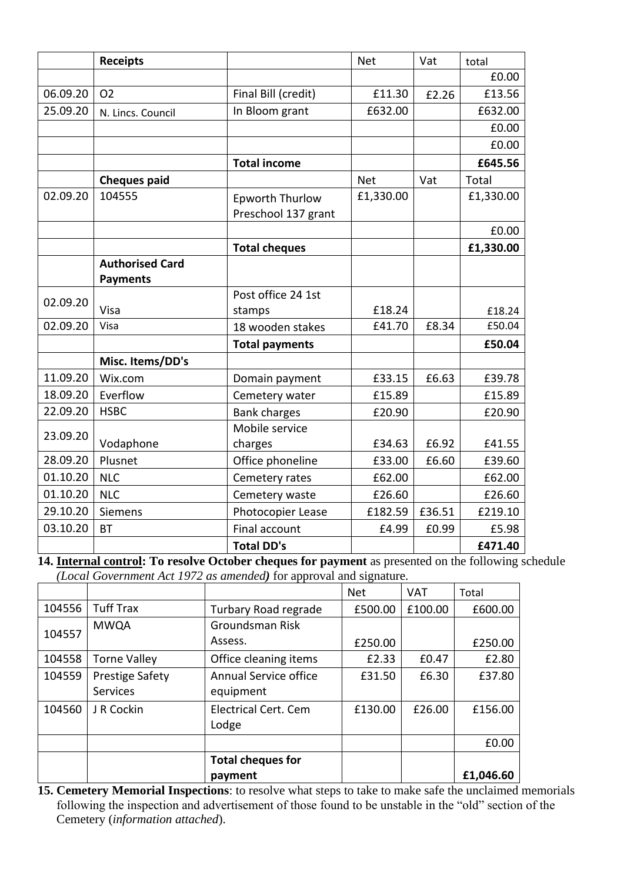| | Receipts | | Net | Vat | total |
|---|---|---|---|---|---|
| | | | | | £0.00 |
| 06.09.20 | O2 | Final Bill (credit) | £11.30 | £2.26 | £13.56 |
| 25.09.20 | N. Lincs. Council | In Bloom grant | £632.00 | | £632.00 |
| | | | | | £0.00 |
| | | | | | £0.00 |
| | | **Total income** | | | **£645.56** |
| | **Cheques paid** | | Net | Vat | Total |
| 02.09.20 | 104555 | Epworth Thurlow Preschool 137 grant | £1,330.00 | | £1,330.00 |
| | | | | | £0.00 |
| | | **Total cheques** | | | **£1,330.00** |
| | **Authorised Card Payments** | | | | |
| 02.09.20 | Visa | Post office 24 1st stamps | £18.24 | | £18.24 |
| 02.09.20 | Visa | 18 wooden stakes | £41.70 | £8.34 | £50.04 |
| | | **Total payments** | | | **£50.04** |
| | **Misc. Items/DD's** | | | | |
| 11.09.20 | Wix.com | Domain payment | £33.15 | £6.63 | £39.78 |
| 18.09.20 | Everflow | Cemetery water | £15.89 | | £15.89 |
| 22.09.20 | HSBC | Bank charges | £20.90 | | £20.90 |
| 23.09.20 | Vodaphone | Mobile service charges | £34.63 | £6.92 | £41.55 |
| 28.09.20 | Plusnet | Office phoneline | £33.00 | £6.60 | £39.60 |
| 01.10.20 | NLC | Cemetery rates | £62.00 | | £62.00 |
| 01.10.20 | NLC | Cemetery waste | £26.60 | | £26.60 |
| 29.10.20 | Siemens | Photocopier Lease | £182.59 | £36.51 | £219.10 |
| 03.10.20 | BT | Final account | £4.99 | £0.99 | £5.98 |
| | | **Total DD's** | | | **£471.40** |

**14. <u>Internal control</u>: To resolve October cheques for payment** as presented on the following schedule *(Local Government Act 1972 as amended)* for approval and signature.

| | | | Net | VAT | Total |
|---|---|---|---|---|---|
| 104556 | Tuff Trax | Turbary Road regrade | £500.00 | £100.00 | £600.00 |
| 104557 | MWQA | Groundsman Risk Assess. | £250.00 | | £250.00 |
| 104558 | Torne Valley | Office cleaning items | £2.33 | £0.47 | £2.80 |
| 104559 | Prestige Safety Services | Annual Service office equipment | £31.50 | £6.30 | £37.80 |
| 104560 | J R Cockin | Electrical Cert. Cem Lodge | £130.00 | £26.00 | £156.00 |
| | | | | | £0.00 |
| | | **Total cheques for payment** | | | **£1,046.60** |

**15. Cemetery Memorial Inspections**: to resolve what steps to take to make safe the unclaimed memorials following the inspection and advertisement of those found to be unstable in the "old" section of the Cemetery (*information attached*).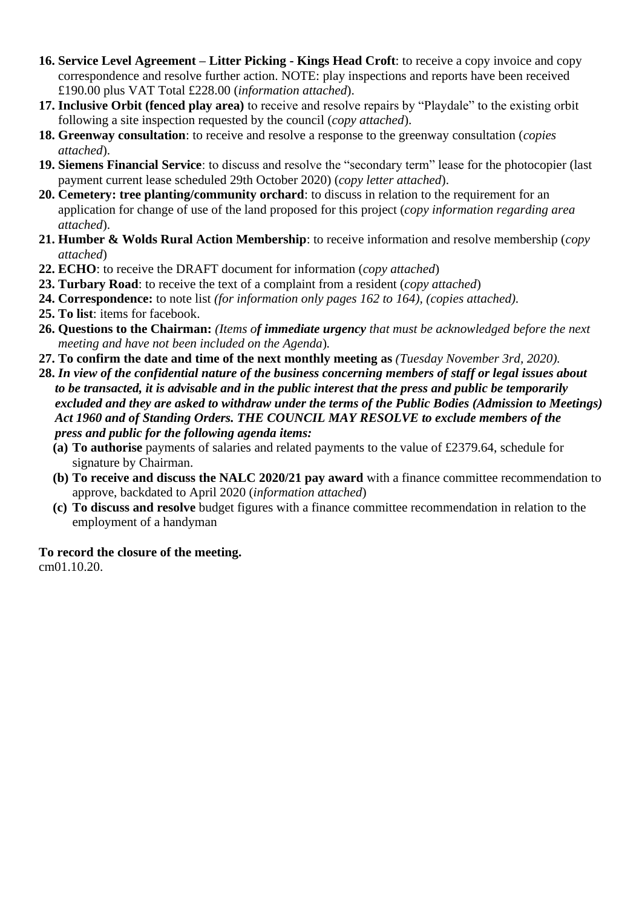16. **Service Level Agreement – Litter Picking - Kings Head Croft**: to receive a copy invoice and copy correspondence and resolve further action. NOTE: play inspections and reports have been received £190.00 plus VAT Total £228.00 (*information attached*).
17. **Inclusive Orbit (fenced play area)** to receive and resolve repairs by "Playdale" to the existing orbit following a site inspection requested by the council (*copy attached*).
18. **Greenway consultation**: to receive and resolve a response to the greenway consultation (*copies attached*).
19. **Siemens Financial Service**: to discuss and resolve the "secondary term" lease for the photocopier (last payment current lease scheduled 29th October 2020) (*copy letter attached*).
20. **Cemetery: tree planting/community orchard**: to discuss in relation to the requirement for an application for change of use of the land proposed for this project (*copy information regarding area attached*).
21. **Humber & Wolds Rural Action Membership**: to receive information and resolve membership (*copy attached*)
22. **ECHO**: to receive the DRAFT document for information (*copy attached*)
23. **Turbary Road**: to receive the text of a complaint from a resident (*copy attached*)
24. **Correspondence:** to note list *(for information only pages 162 to 164), (copies attached).*
25. **To list**: items for facebook.
26. **Questions to the Chairman:** *(Items o**f immediate urgency** that must be acknowledged before the next meeting and have not been included on the Agenda*).
27. **To confirm the date and time of the next monthly meeting as** *(Tuesday November 3rd, 2020).*
28. ***In view of the confidential nature of the business concerning members of staff or legal issues about to be transacted, it is advisable and in the public interest that the press and public be temporarily excluded and they are asked to withdraw under the terms of the Public Bodies (Admission to Meetings) Act 1960 and of Standing Orders. THE COUNCIL MAY RESOLVE to exclude members of the press and public for the following agenda items:***
    - **(a) To authorise** payments of salaries and related payments to the value of £2379.64, schedule for signature by Chairman.
    - **(b) To receive and discuss the NALC 2020/21 pay award** with a finance committee recommendation to approve, backdated to April 2020 (*information attached*)
    - **(c) To discuss and resolve** budget figures with a finance committee recommendation in relation to the employment of a handyman

**To record the closure of the meeting.**
cm01.10.20.